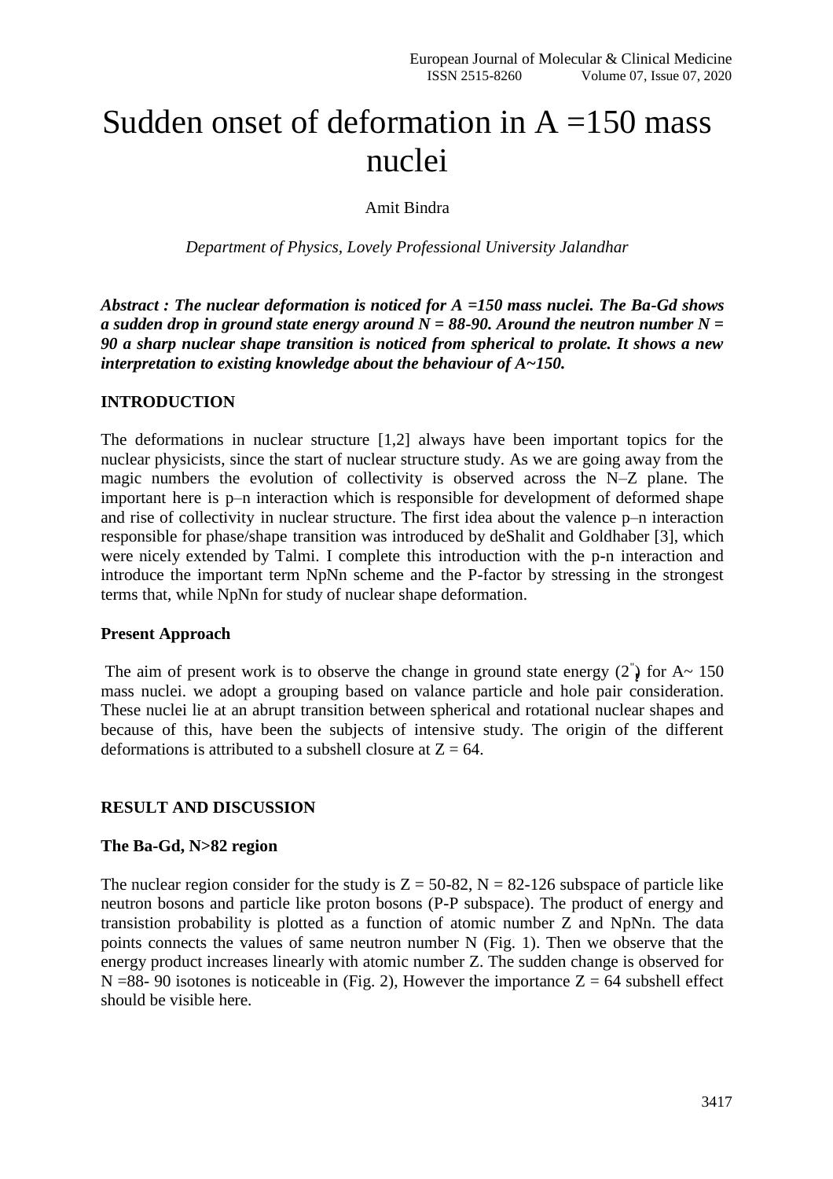# Sudden onset of deformation in A =150 mass nuclei

Amit Bindra

*Department of Physics, Lovely Professional University Jalandhar*

***Abstract : The nuclear deformation is noticed for A =150 mass nuclei. The Ba-Gd shows a sudden drop in ground state energy around N = 88-90. Around the neutron number N = 90 a sharp nuclear shape transition is noticed from spherical to prolate. It shows a new interpretation to existing knowledge about the behaviour of A~150.***

## INTRODUCTION

The deformations in nuclear structure [1,2] always have been important topics for the nuclear physicists, since the start of nuclear structure study. As we are going away from the magic numbers the evolution of collectivity is observed across the N–Z plane. The important here is p–n interaction which is responsible for development of deformed shape and rise of collectivity in nuclear structure. The first idea about the valence p–n interaction responsible for phase/shape transition was introduced by deShalit and Goldhaber [3], which were nicely extended by Talmi. I complete this introduction with the p-n interaction and introduce the important term NpNn scheme and the P-factor by stressing in the strongest terms that, while NpNn for study of nuclear shape deformation.

### Present Approach

The aim of present work is to observe the change in ground state energy ($2^{+}_{1}$) for A~ 150 mass nuclei. we adopt a grouping based on valance particle and hole pair consideration. These nuclei lie at an abrupt transition between spherical and rotational nuclear shapes and because of this, have been the subjects of intensive study. The origin of the different deformations is attributed to a subshell closure at Z = 64.

## RESULT AND DISCUSSION

### The Ba-Gd, N>82 region

The nuclear region consider for the study is Z = 50-82, N = 82-126 subspace of particle like neutron bosons and particle like proton bosons (P-P subspace). The product of energy and transistion probability is plotted as a function of atomic number Z and NpNn. The data points connects the values of same neutron number N (Fig. 1). Then we observe that the energy product increases linearly with atomic number Z. The sudden change is observed for N =88- 90 isotones is noticeable in (Fig. 2), However the importance Z = 64 subshell effect should be visible here.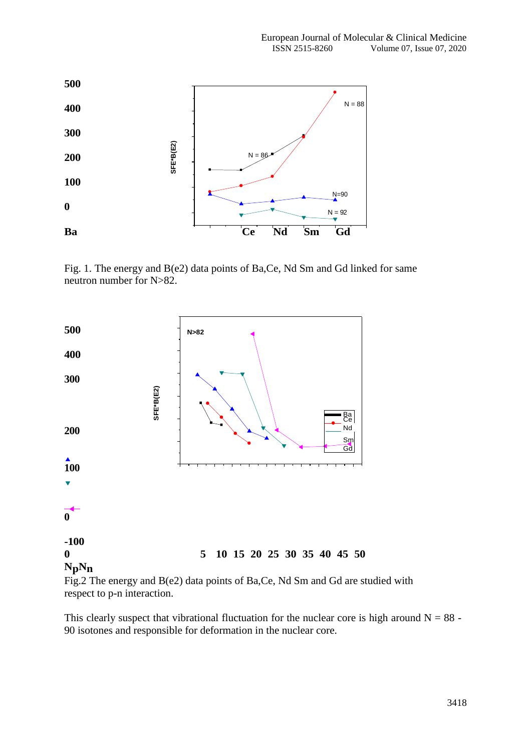500

400

300

200

100

0

Ba Ce Nd Sm Gd

SFE*B(E2)

N = 88

N = 86

N=90

N = 92

Fig. 1. The energy and B(e2) data points of Ba,Ce, Nd Sm and Gd linked for same neutron number for N>82.

500

400

300

200

100

0

-100

0 5 10 15 20 25 30 35 40 45 50

$N_pN_n$

SFE*B(E2)

N>82

Ba Ce Nd Sm Gd

Fig.2 The energy and B(e2) data points of Ba,Ce, Nd Sm and Gd are studied with respect to p-n interaction.

This clearly suspect that vibrational fluctuation for the nuclear core is high around N = 88 - 90 isotones and responsible for deformation in the nuclear core.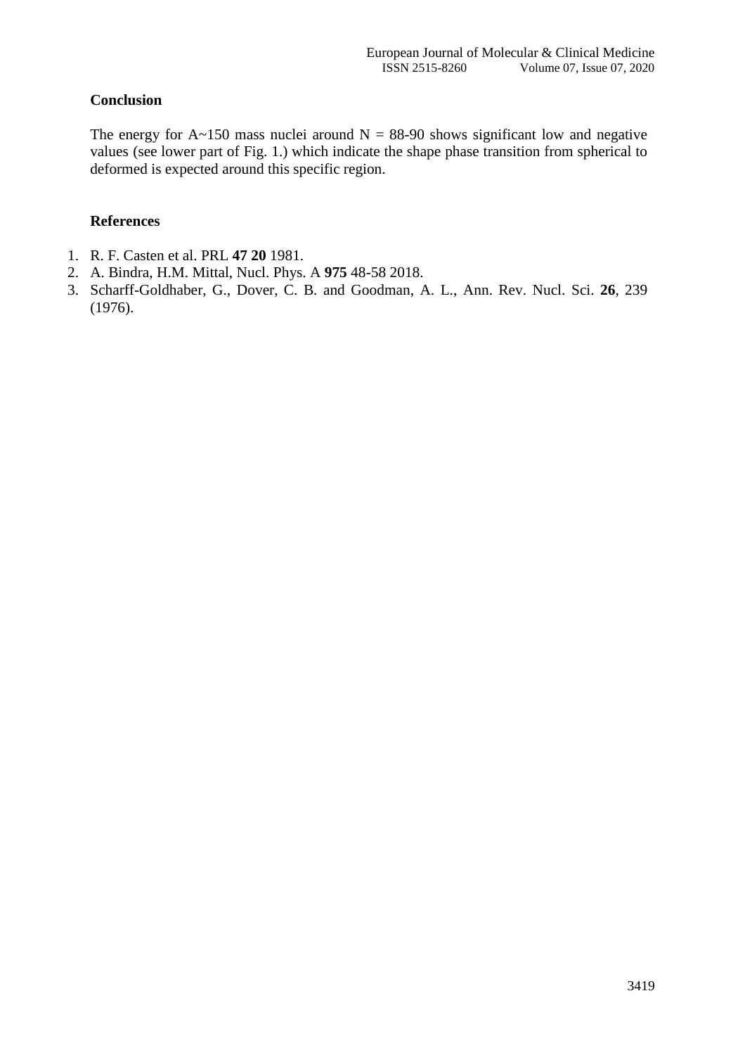## Conclusion

The energy for A~150 mass nuclei around N = 88-90 shows significant low and negative values (see lower part of Fig. 1.) which indicate the shape phase transition from spherical to deformed is expected around this specific region.

## References

1. R. F. Casten et al. PRL **47 20** 1981.
2. A. Bindra, H.M. Mittal, Nucl. Phys. A **975** 48-58 2018.
3. Scharff-Goldhaber, G., Dover, C. B. and Goodman, A. L., Ann. Rev. Nucl. Sci. **26**, 239 (1976).